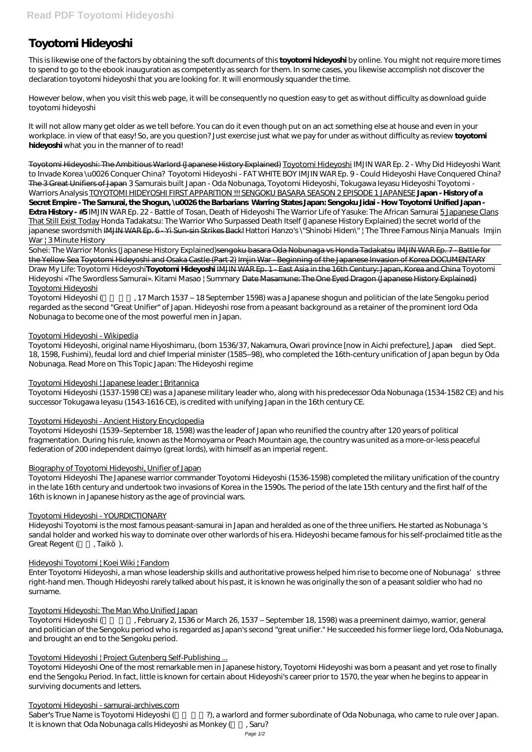# Toyotomi Hideyoshi

This is likewise one of the factors by obtaining the soft documents of this **toyotomi hideyoshi** by online. You might not require more times to spend to go to the ebook inauguration as competently as search for them. In some cases, you likewise accomplish not discover the declaration toyotomi hideyoshi that you are looking for. It will enormously squander the time.

However below, when you visit this web page, it will be consequently no question easy to get as without difficulty as download guide toyotomi hideyoshi

It will not allow many get older as we tell before. You can do it even though put on an act something else at house and even in your workplace. in view of that easy! So, are you question? Just exercise just what we pay for under as without difficulty as review **toyotomi hideyoshi** what you in the manner of to read!

Toyotomi Hideyoshi: The Ambitious Warlord (Japanese History Explained) Toyotomi Hideyoshi *IMJIN WAR Ep. 2 - Why Did Hideyoshi Want to Invade Korea \u0026 Conquer China? Toyotomi Hideyoshi - FAT WHITE BOY IMJIN WAR Ep. 9 - Could Hideyoshi Have Conquered China?* The 3 Great Unifiers of Japan *3 Samurais built Japan - Oda Nobunaga, Toyotomi Hideyoshi, Tokugawa Ieyasu Hideyoshi Toyotomi - Warriors Analysis* TOYOTOMI HIDEYOSHI FIRST APPARITION !!! SENGOKU BASARA SEASON 2 EPISODE 1 JAPANESE **Japan - History of a Secret Empire - The Samurai, the Shogun, \u0026 the Barbarians Warring States Japan: Sengoku Jidai - How Toyotomi Unified Japan - Extra History - #5** *IMJIN WAR Ep. 22 - Battle of Tosan, Death of Hideyoshi The Warrior Life of Yasuke: The African Samurai* 5 Japanese Clans That Still Exist Today *Honda Tadakatsu: The Warrior Who Surpassed Death Itself (Japanese History Explained) the secret world of the japanese swordsmith* IMJIN WAR Ep. 6 - Yi Sun-sin Strikes Back! *Hattori Hanzo's \"Shinobi Hiden\" | The Three Famous Ninja Manuals Imjin War | 3 Minute History*

Sohei: The Warrior Monks (Japanese History Explained)~~sengoku basara Oda Nobunaga vs Honda Tadakatsu~~ ~~IMJIN WAR Ep. 7 - Battle for the Yellow Sea~~ ~~Toyotomi Hideyoshi and Osaka Castle (Part 2)~~ ~~Imjin War - Beginning of the Japanese Invasion of Korea DOCUMENTARY~~

Draw My Life: Toyotomi Hideyoshi**Toyotomi Hideyoshi** ~~IMJIN WAR Ep. 1 - East Asia in the 16th Century: Japan, Korea and China~~ *Toyotomi Hideyoshi «The Swordless Samurai». Kitami Masao | Summary* ~~Date Masamune: The One Eyed Dragon (Japanese History Explained)~~

Toyotomi Hideyoshi

Toyotomi Hideyoshi ( , 17 March 1537 – 18 September 1598) was a Japanese shogun and politician of the late Sengoku period regarded as the second "Great Unifier" of Japan. Hideyoshi rose from a peasant background as a retainer of the prominent lord Oda Nobunaga to become one of the most powerful men in Japan.

Toyotomi Hideyoshi - Wikipedia

Toyotomi Hideyoshi, original name Hiyoshimaru, (born 1536/37, Nakamura, Owari province [now in Aichi prefecture], Japan—died Sept. 18, 1598, Fushimi), feudal lord and chief Imperial minister (1585–98), who completed the 16th-century unification of Japan begun by Oda Nobunaga. Read More on This Topic Japan: The Hideyoshi regime

Toyotomi Hideyoshi | Japanese leader | Britannica

Toyotomi Hideyoshi (1537-1598 CE) was a Japanese military leader who, along with his predecessor Oda Nobunaga (1534-1582 CE) and his successor Tokugawa Ieyasu (1543-1616 CE), is credited with unifying Japan in the 16th century CE.

Toyotomi Hideyoshi - Ancient History Encyclopedia

Toyotomi Hideyoshi (1539–September 18, 1598) was the leader of Japan who reunified the country after 120 years of political fragmentation. During his rule, known as the Momoyama or Peach Mountain age, the country was united as a more-or-less peaceful federation of 200 independent daimyo (great lords), with himself as an imperial regent.

Biography of Toyotomi Hideyoshi, Unifier of Japan

Toyotomi Hideyoshi The Japanese warrior commander Toyotomi Hideyoshi (1536-1598) completed the military unification of the country in the late 16th century and undertook two invasions of Korea in the 1590s. The period of the late 15th century and the first half of the 16th is known in Japanese history as the age of provincial wars.

Toyotomi Hideyoshi - YOURDICTIONARY

Hideyoshi Toyotomi is the most famous peasant-samurai in Japan and heralded as one of the three unifiers. He started as Nobunaga 's sandal holder and worked his way to dominate over other warlords of his era. Hideyoshi became famous for his self-proclaimed title as the Great Regent ( , Taik ).

Hideyoshi Toyotomi | Koei Wiki | Fandom

Enter Toyotomi Hideyoshi, a man whose leadership skills and authoritative prowess helped him rise to become one of Nobunaga's three right-hand men. Though Hideyoshi rarely talked about his past, it is known he was originally the son of a peasant soldier who had no surname.

Toyotomi Hideyoshi: The Man Who Unified Japan

Toyotomi Hideyoshi ( , February 2, 1536 or March 26, 1537 – September 18, 1598) was a preeminent daimyo, warrior, general and politician of the Sengoku period who is regarded as Japan's second "great unifier." He succeeded his former liege lord, Oda Nobunaga, and brought an end to the Sengoku period.

Toyotomi Hideyoshi | Project Gutenberg Self-Publishing ...

Toyotomi Hideyoshi One of the most remarkable men in Japanese history, Toyotomi Hideyoshi was born a peasant and yet rose to finally end the Sengoku Period. In fact, little is known for certain about Hideyoshi's career prior to 1570, the year when he begins to appear in surviving documents and letters.

Toyotomi Hideyoshi - samurai-archives.com

Saber's True Name is Toyotomi Hideyoshi ( ?), a warlord and former subordinate of Oda Nobunaga, who came to rule over Japan. It is known that Oda Nobunaga calls Hideyoshi as Monkey ( , Saru?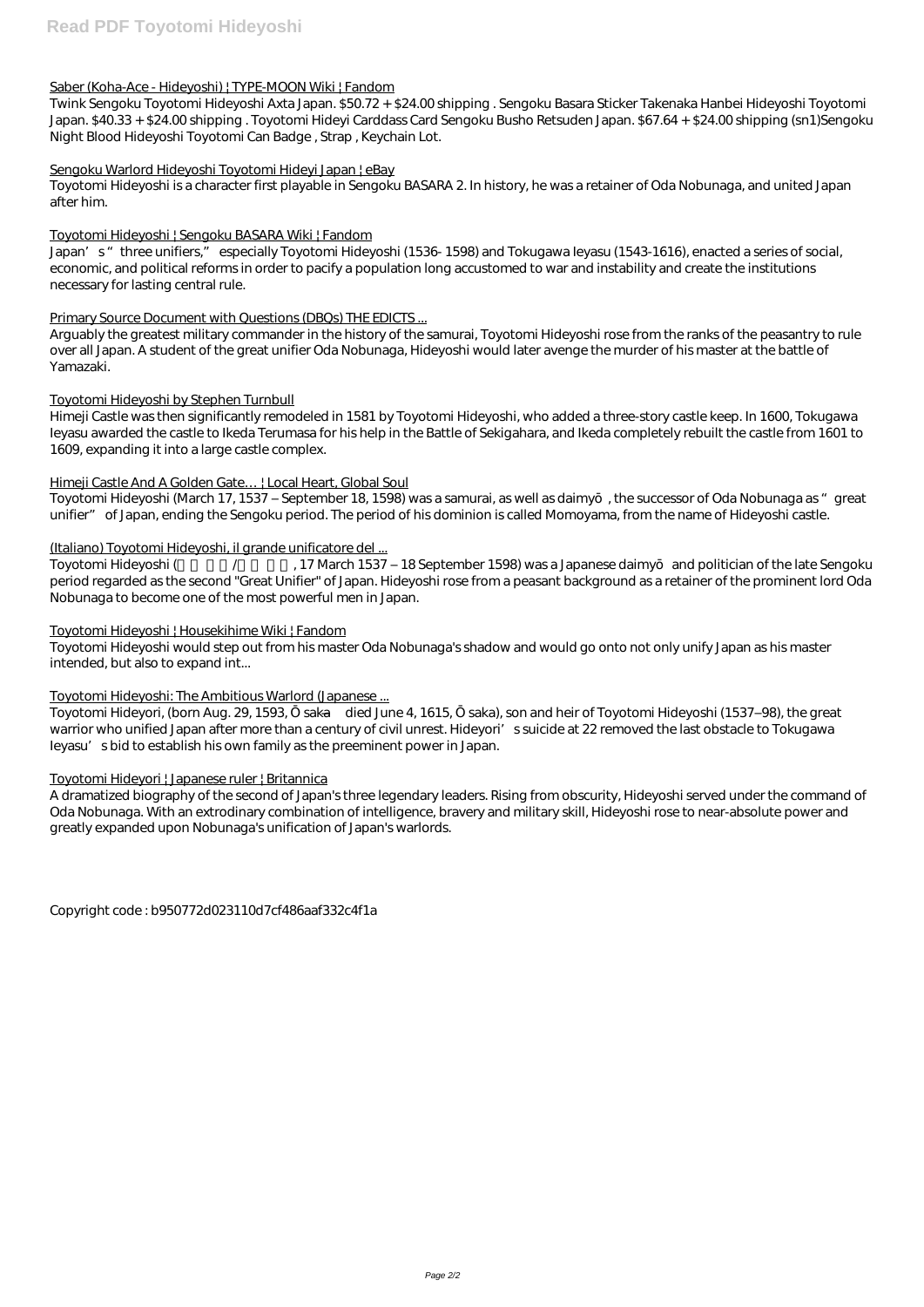Saber (Koha-Ace - Hideyoshi) | TYPE-MOON Wiki | Fandom

Twink Sengoku Toyotomi Hideyoshi Axta Japan. $50.72 + $24.00 shipping . Sengoku Basara Sticker Takenaka Hanbei Hideyoshi Toyotomi Japan. $40.33 + $24.00 shipping . Toyotomi Hideyi Carddass Card Sengoku Busho Retsuden Japan. $67.64 + $24.00 shipping (sn1)Sengoku Night Blood Hideyoshi Toyotomi Can Badge , Strap , Keychain Lot.

Sengoku Warlord Hideyoshi Toyotomi Hideyi Japan | eBay

Toyotomi Hideyoshi is a character first playable in Sengoku BASARA 2. In history, he was a retainer of Oda Nobunaga, and united Japan after him.

Toyotomi Hideyoshi | Sengoku BASARA Wiki | Fandom

Japan's "three unifiers," especially Toyotomi Hideyoshi (1536- 1598) and Tokugawa Ieyasu (1543-1616), enacted a series of social, economic, and political reforms in order to pacify a population long accustomed to war and instability and create the institutions necessary for lasting central rule.

Primary Source Document with Questions (DBQs) THE EDICTS ...

Arguably the greatest military commander in the history of the samurai, Toyotomi Hideyoshi rose from the ranks of the peasantry to rule over all Japan. A student of the great unifier Oda Nobunaga, Hideyoshi would later avenge the murder of his master at the battle of Yamazaki.

Toyotomi Hideyoshi by Stephen Turnbull

Himeji Castle was then significantly remodeled in 1581 by Toyotomi Hideyoshi, who added a three-story castle keep. In 1600, Tokugawa Ieyasu awarded the castle to Ikeda Terumasa for his help in the Battle of Sekigahara, and Ikeda completely rebuilt the castle from 1601 to 1609, expanding it into a large castle complex.

Himeji Castle And A Golden Gate… | Local Heart, Global Soul

Toyotomi Hideyoshi (March 17, 1537 – September 18, 1598) was a samurai, as well as daimyō, the successor of Oda Nobunaga as "great unifier" of Japan, ending the Sengoku period. The period of his dominion is called Momoyama, from the name of Hideyoshi castle.

(Italiano) Toyotomi Hideyoshi, il grande unificatore del ...

Toyotomi Hideyoshi ( / , 17 March 1537 – 18 September 1598) was a Japanese daimyō and politician of the late Sengoku period regarded as the second "Great Unifier" of Japan. Hideyoshi rose from a peasant background as a retainer of the prominent lord Oda Nobunaga to become one of the most powerful men in Japan.

Toyotomi Hideyoshi | Housekihime Wiki | Fandom

Toyotomi Hideyoshi would step out from his master Oda Nobunaga's shadow and would go onto not only unify Japan as his master intended, but also to expand int...

Toyotomi Hideyoshi: The Ambitious Warlord (Japanese ...

Toyotomi Hideyori, (born Aug. 29, 1593, Ōsaka—died June 4, 1615, Ōsaka), son and heir of Toyotomi Hideyoshi (1537–98), the great warrior who unified Japan after more than a century of civil unrest. Hideyori's suicide at 22 removed the last obstacle to Tokugawa Ieyasu's bid to establish his own family as the preeminent power in Japan.

Toyotomi Hideyori | Japanese ruler | Britannica

A dramatized biography of the second of Japan's three legendary leaders. Rising from obscurity, Hideyoshi served under the command of Oda Nobunaga. With an extrodinary combination of intelligence, bravery and military skill, Hideyoshi rose to near-absolute power and greatly expanded upon Nobunaga's unification of Japan's warlords.

Copyright code : b950772d023110d7cf486aaf332c4f1a